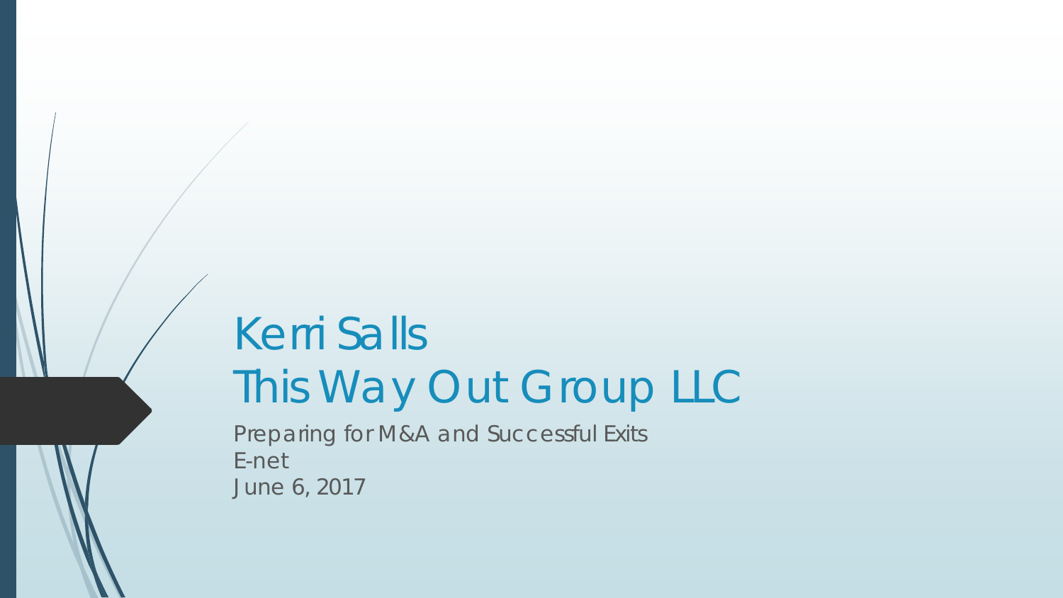# Kerri Salls
# This Way Out Group LLC

Preparing for M&A and Successful Exits
E-net
June 6, 2017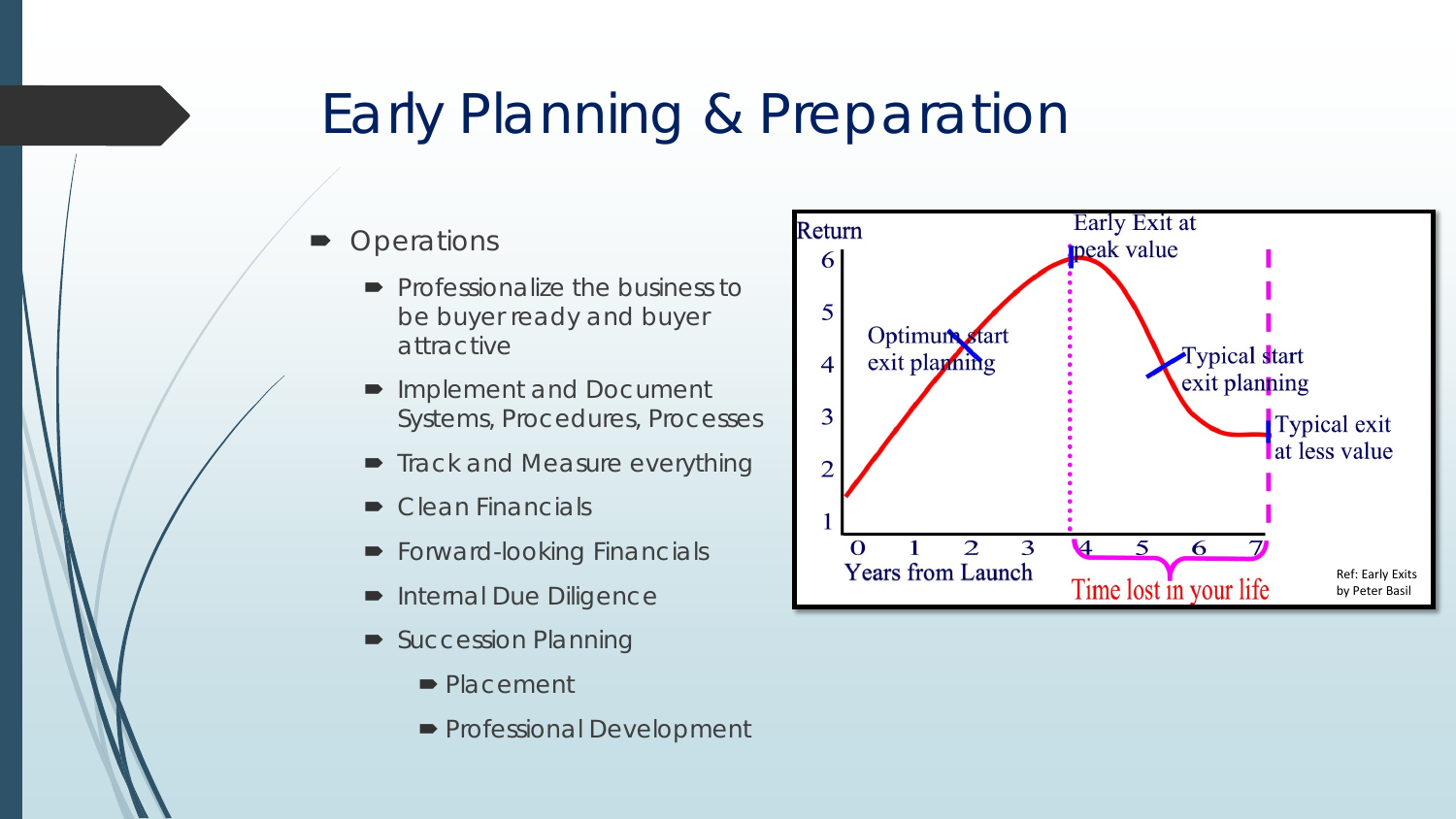# Early Planning & Preparation

- Operations
  - Professionalize the business to be buyer ready and buyer attractive
  - Implement and Document Systems, Procedures, Processes
  - Track and Measure everything
  - Clean Financials
  - Forward-looking Financials
  - Internal Due Diligence
  - Succession Planning
    - Placement
    - Professional Development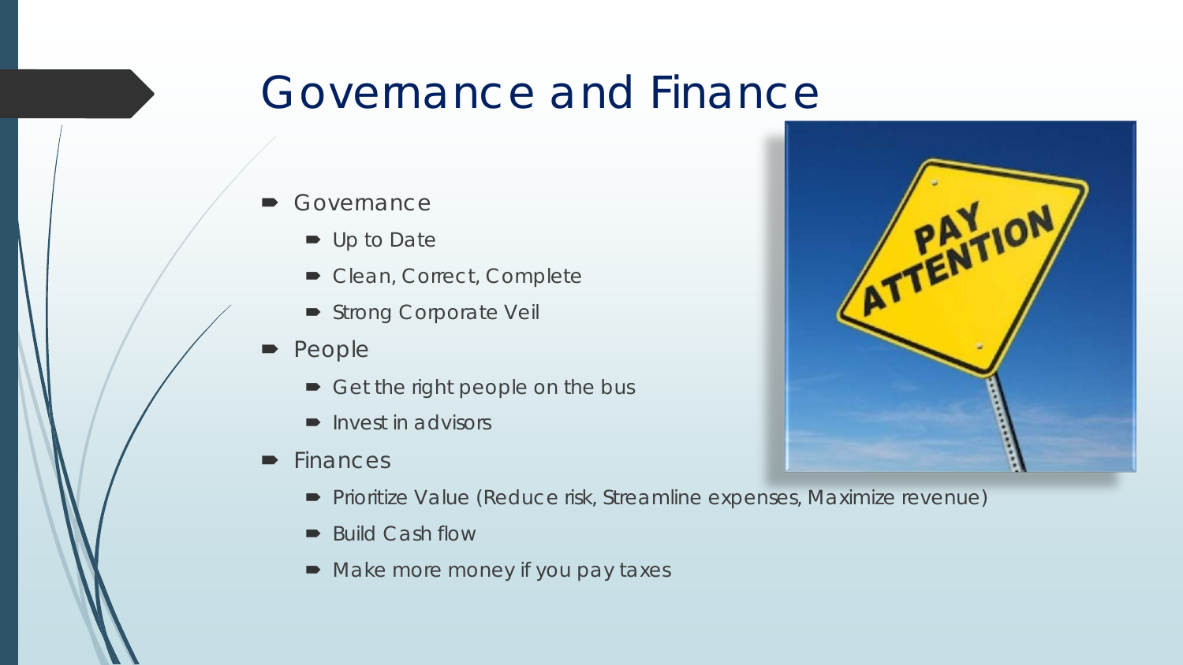# Governance and Finance

- Governance
  - Up to Date
  - Clean, Correct, Complete
  - Strong Corporate Veil
- People
  - Get the right people on the bus
  - Invest in advisors
- Finances
  - Prioritize Value (Reduce risk, Streamline expenses, Maximize revenue)
  - Build Cash flow
  - Make more money if you pay taxes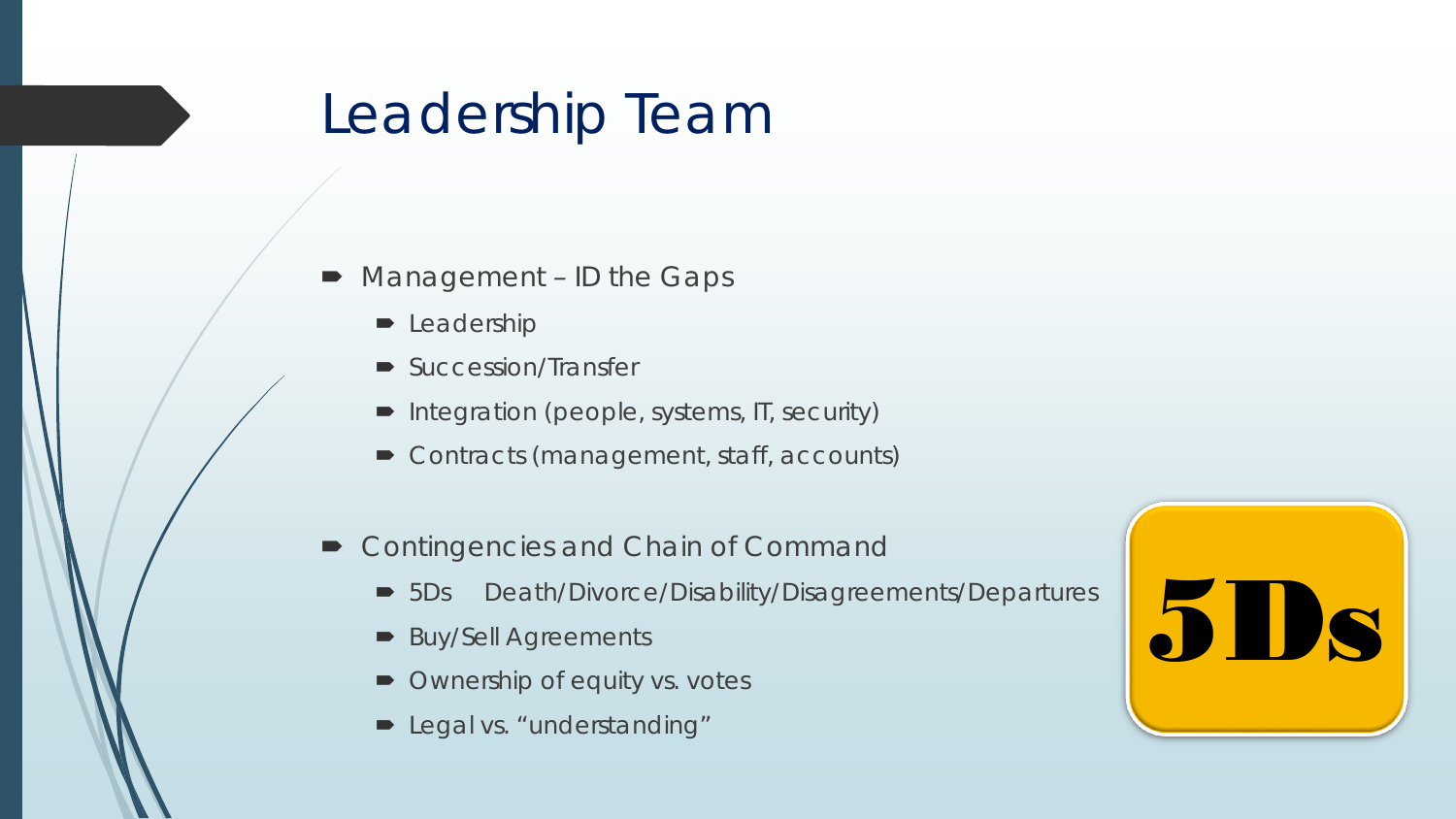# Leadership Team

- Management – ID the Gaps
  - Leadership
  - Succession/Transfer
  - Integration (people, systems, IT, security)
  - Contracts (management, staff, accounts)
- Contingencies and Chain of Command
  - 5Ds Death/Divorce/Disability/Disagreements/Departures
  - Buy/Sell Agreements
  - Ownership of equity vs. votes
  - Legal vs. "understanding"

5Ds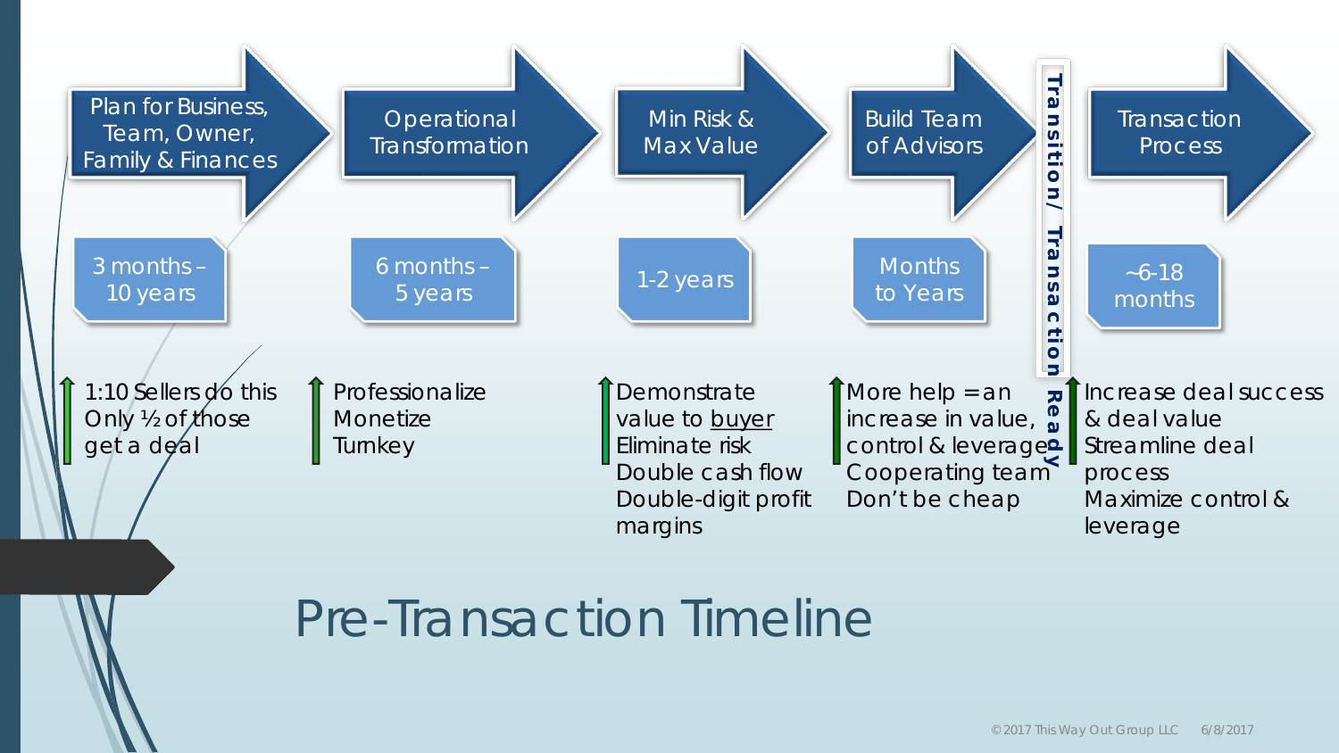# Pre-Transaction Timeline

| Stage | Timeframe | Key Points |
| --- | --- | --- |
| Plan for Business, Team, Owner, Family & Finances | 3 months – 10 years | 1:10 Sellers do this<br>Only ½ of those get a deal |
| Operational Transformation | 6 months – 5 years | Professionalize<br>Monetize<br>Turnkey |
| Min Risk & Max Value | 1-2 years | Demonstrate value to <u>buyer</u><br>Eliminate risk<br>Double cash flow<br>Double-digit profit margins |
| Build Team of Advisors | Months to Years | More help = an increase in value, control & leverage<br>Cooperating team<br>Don't be cheap |
| **Transition/ Transaction Ready** | | |
| Transaction Process | ~6-18 months | Increase deal success & deal value<br>Streamline deal process<br>Maximize control & leverage |

©2017 This Way Out Group LLC 6/8/2017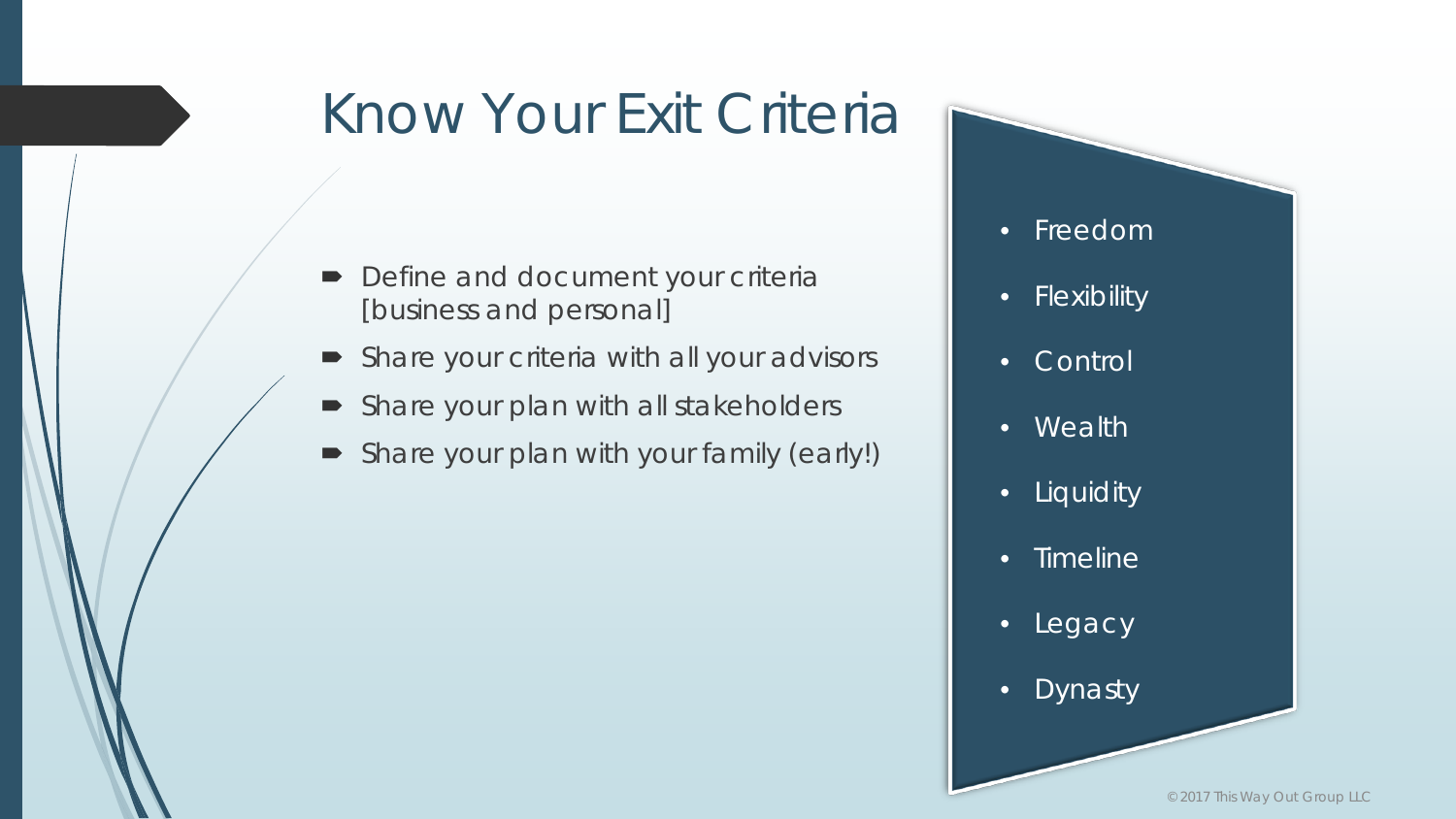# Know Your Exit Criteria

- Define and document your criteria [business and personal]
- Share your criteria with all your advisors
- Share your plan with all stakeholders
- Share your plan with your family (early!)

- Freedom
- Flexibility
- Control
- Wealth
- Liquidity
- Timeline
- Legacy
- Dynasty

©2017 This Way Out Group LLC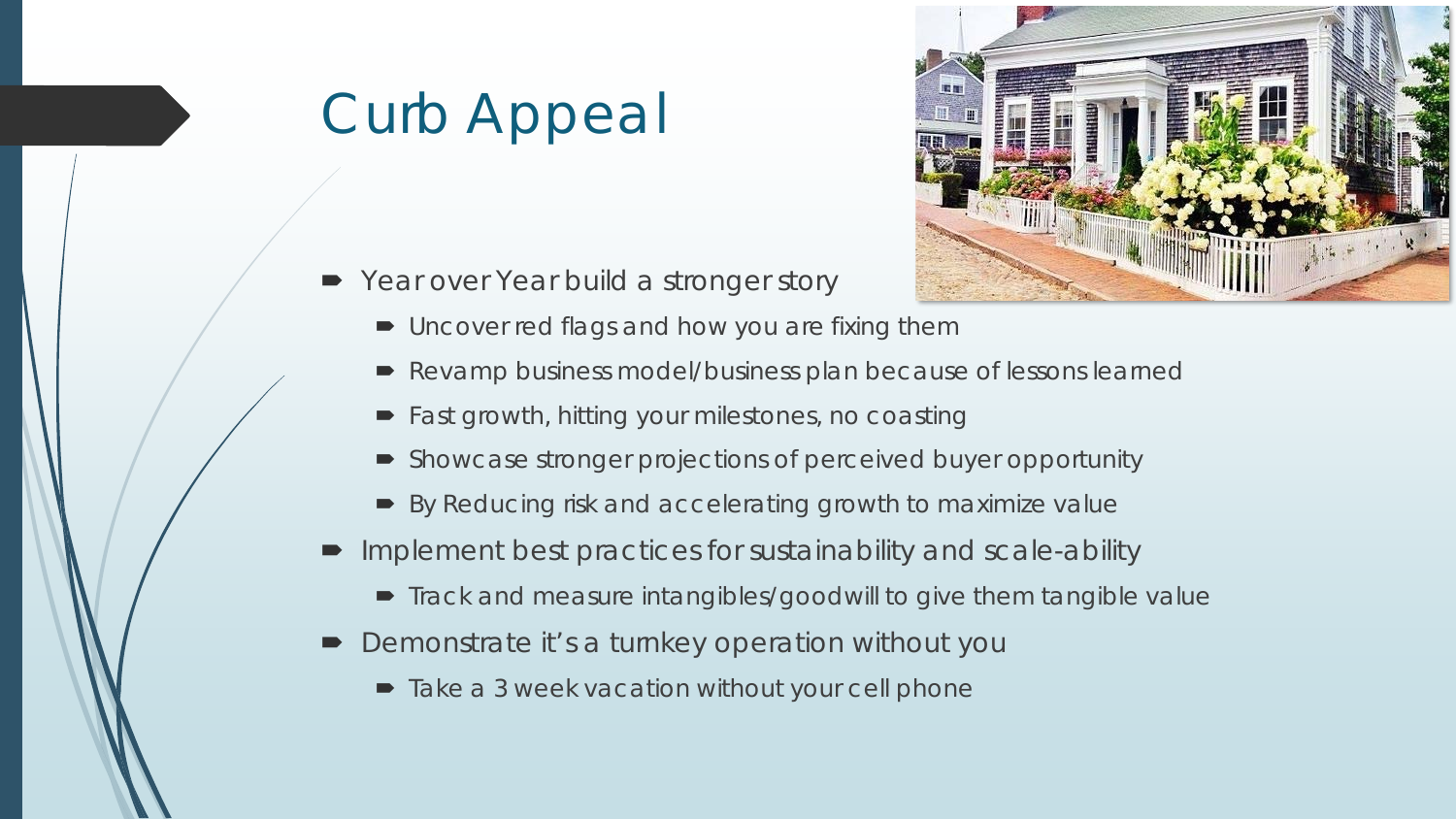# Curb Appeal

- Year over Year build a stronger story
  - Uncover red flags and how you are fixing them
  - Revamp business model/business plan because of lessons learned
  - Fast growth, hitting your milestones, no coasting
  - Showcase stronger projections of perceived buyer opportunity
  - By Reducing risk and accelerating growth to maximize value
- Implement best practices for sustainability and scale-ability
  - Track and measure intangibles/goodwill to give them tangible value
- Demonstrate it's a turnkey operation without you
  - Take a 3 week vacation without your cell phone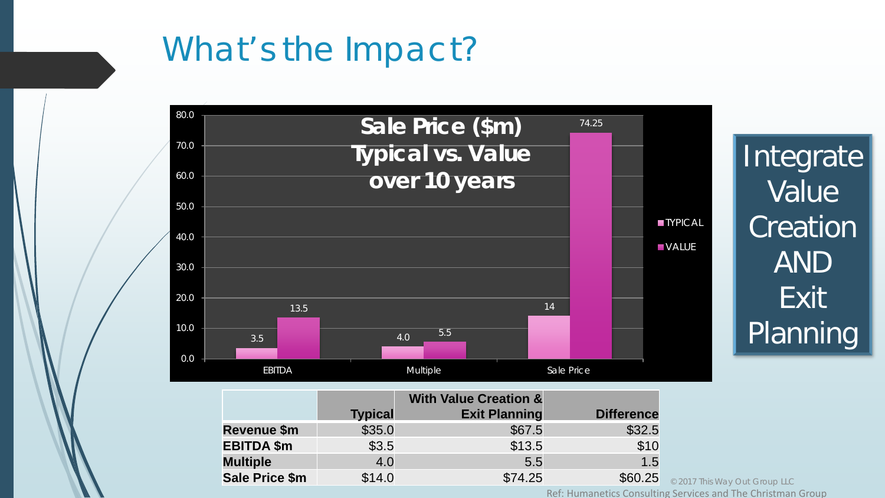# What's the Impact?

**Sale Price ($m) Typical vs. Value over 10 years**

| | TYPICAL | VALUE |
|---|---|---|
| EBITDA | 3.5 | 13.5 |
| Multiple | 4.0 | 5.5 |
| Sale Price | 14 | 74.25 |

Integrate Value Creation AND Exit Planning

| | Typical | With Value Creation & Exit Planning | Difference |
|---|---|---|---|
| **Revenue $m** | $35.0 | $67.5 | $32.5 |
| **EBITDA $m** | $3.5 | $13.5 | $10 |
| **Multiple** | 4.0 | 5.5 | 1.5 |
| **Sale Price $m** | $14.0 | $74.25 | $60.25 |

©2017 This Way Out Group LLC

Ref: Humanetics Consulting Services and The Christman Group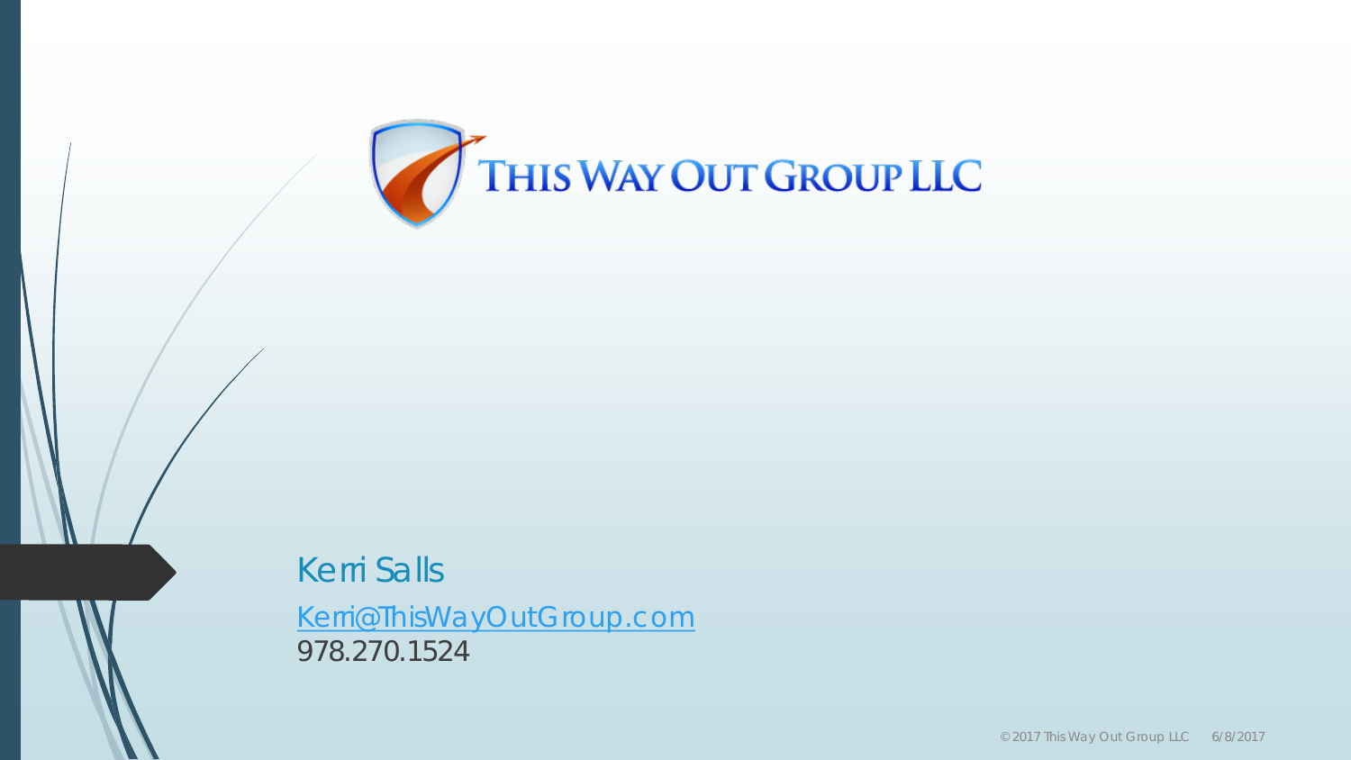THIS WAY OUT GROUP LLC

Kerri Salls

Kerri@ThisWayOutGroup.com

978.270.1524

© 2017 This Way Out Group LLC 6/8/2017